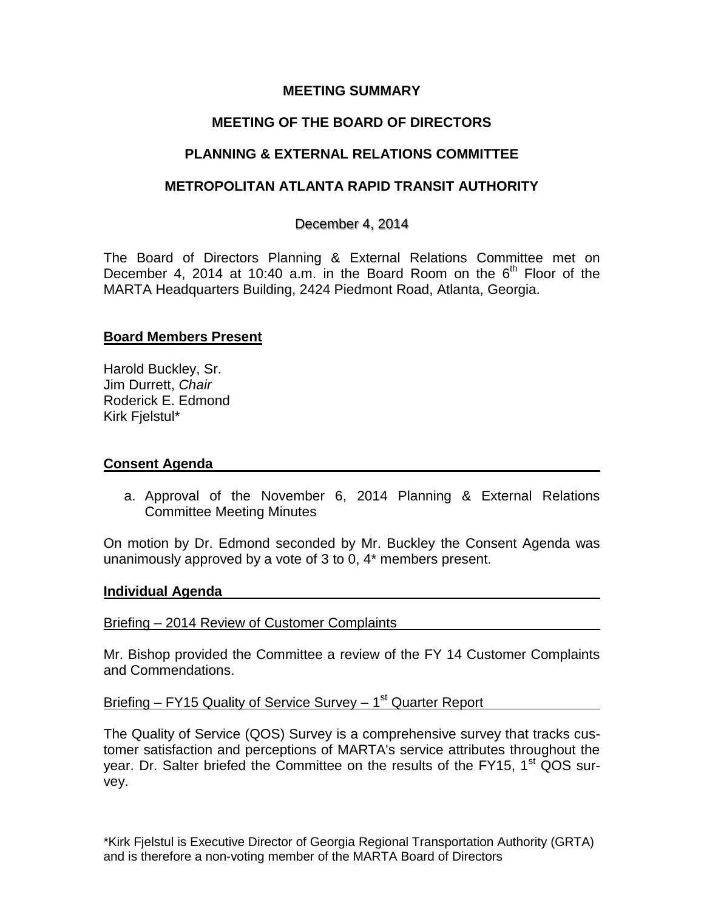# MEETING SUMMARY

## MEETING OF THE BOARD OF DIRECTORS

## PLANNING & EXTERNAL RELATIONS COMMITTEE

## METROPOLITAN ATLANTA RAPID TRANSIT AUTHORITY

December 4, 2014

The Board of Directors Planning & External Relations Committee met on December 4, 2014 at 10:40 a.m. in the Board Room on the 6th Floor of the MARTA Headquarters Building, 2424 Piedmont Road, Atlanta, Georgia.

### Board Members Present

Harold Buckley, Sr.
Jim Durrett, *Chair*
Roderick E. Edmond
Kirk Fjelstul*

### Consent Agenda

a. Approval of the November 6, 2014 Planning & External Relations Committee Meeting Minutes

On motion by Dr. Edmond seconded by Mr. Buckley the Consent Agenda was unanimously approved by a vote of 3 to 0, 4* members present.

### Individual Agenda

Briefing – 2014 Review of Customer Complaints

Mr. Bishop provided the Committee a review of the FY 14 Customer Complaints and Commendations.

Briefing – FY15 Quality of Service Survey – 1st Quarter Report

The Quality of Service (QOS) Survey is a comprehensive survey that tracks customer satisfaction and perceptions of MARTA's service attributes throughout the year. Dr. Salter briefed the Committee on the results of the FY15, 1st QOS survey.

*Kirk Fjelstul is Executive Director of Georgia Regional Transportation Authority (GRTA) and is therefore a non-voting member of the MARTA Board of Directors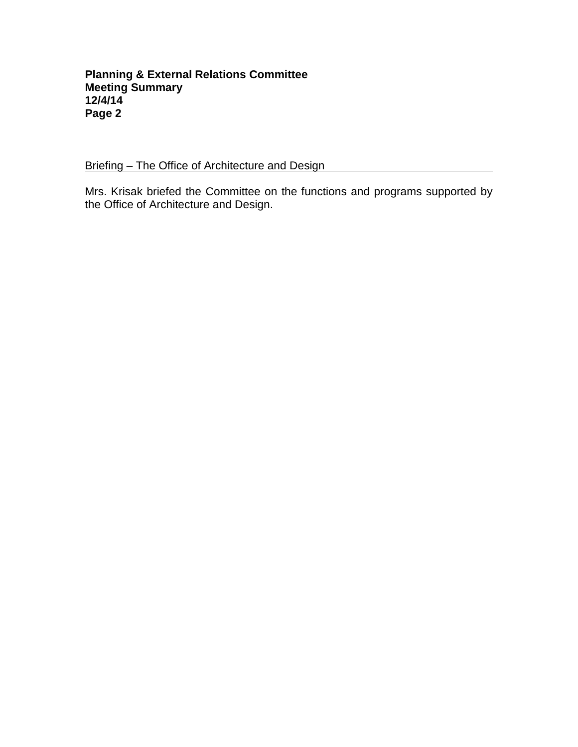Briefing – The Office of Architecture and Design

Mrs. Krisak briefed the Committee on the functions and programs supported by the Office of Architecture and Design.